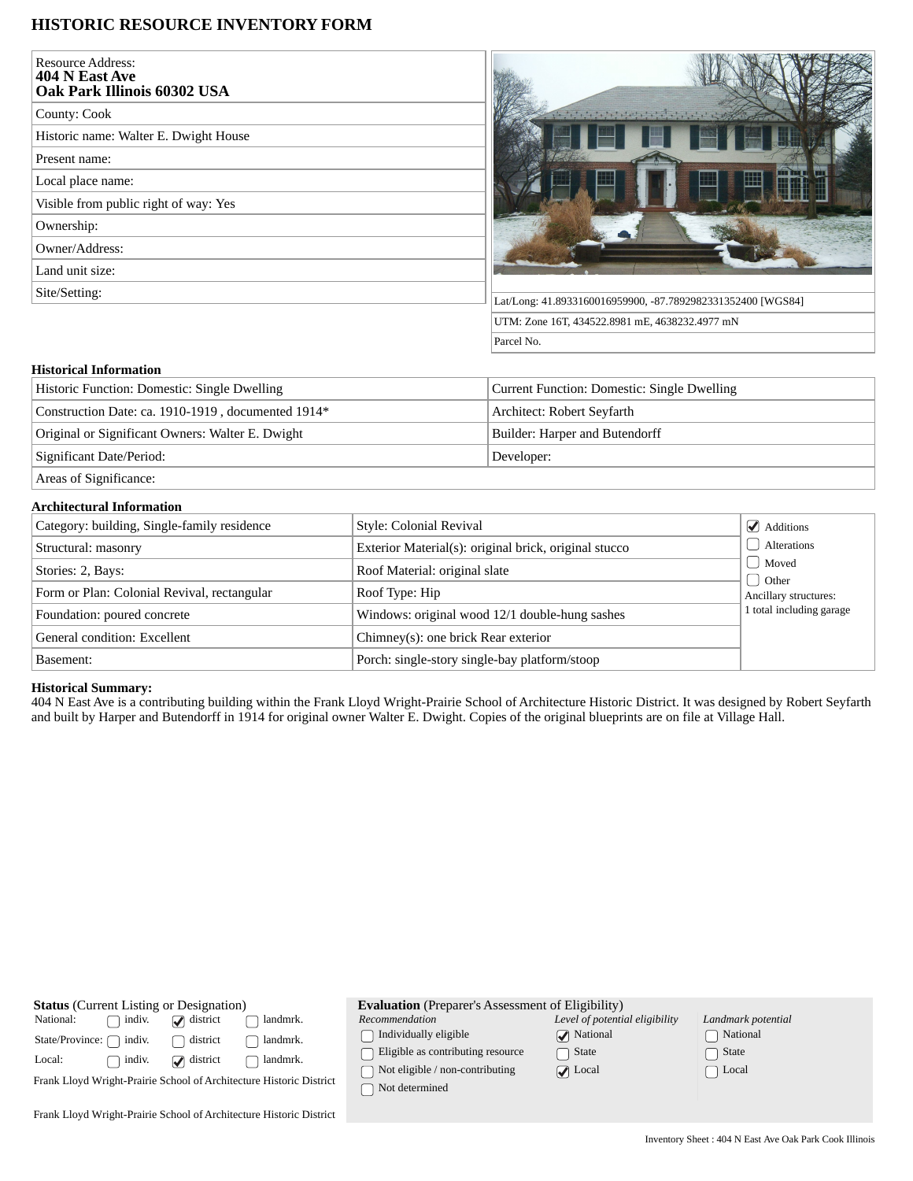# HISTORIC RESOURCE INVENTORY FORM

| | |
|---|---|
| Resource Address: **404 N East Ave Oak Park Illinois 60302 USA** | |
| County: Cook | |
| Historic name: Walter E. Dwight House | |
| Present name: | |
| Local place name: | |
| Visible from public right of way: Yes | |
| Ownership: | |
| Owner/Address: | |
| Land unit size: | |
| Site/Setting: | |

Lat/Long: 41.8933160016959900, -87.7892982331352400 [WGS84]

UTM: Zone 16T, 434522.8981 mE, 4638232.4977 mN

Parcel No.

## Historical Information

| | |
|---|---|
| Historic Function: Domestic: Single Dwelling | Current Function: Domestic: Single Dwelling |
| Construction Date: ca. 1910-1919 , documented 1914* | Architect: Robert Seyfarth |
| Original or Significant Owners: Walter E. Dwight | Builder: Harper and Butendorff |
| Significant Date/Period: | Developer: |
| Areas of Significance: | |

## Architectural Information

| | | |
|---|---|---|
| Category: building, Single-family residence | Style: Colonial Revival | ☑ Additions |
| Structural: masonry | Exterior Material(s): original brick, original stucco | ☐ Alterations |
| Stories: 2, Bays: | Roof Material: original slate | ☐ Moved |
| Form or Plan: Colonial Revival, rectangular | Roof Type: Hip | ☐ Other |
| Foundation: poured concrete | Windows: original wood 12/1 double-hung sashes | Ancillary structures: 1 total including garage |
| General condition: Excellent | Chimney(s): one brick Rear exterior | |
| Basement: | Porch: single-story single-bay platform/stoop | |

**Historical Summary:**
404 N East Ave is a contributing building within the Frank Lloyd Wright-Prairie School of Architecture Historic District. It was designed by Robert Seyfarth and built by Harper and Butendorff in 1914 for original owner Walter E. Dwight. Copies of the original blueprints are on file at Village Hall.

**Status** (Current Listing or Designation)

| | | | |
|---|---|---|---|
| National: | ☐ indiv. | ☑ district | ☐ landmrk. |
| State/Province: | ☐ indiv. | ☐ district | ☐ landmrk. |
| Local: | ☐ indiv. | ☑ district | ☐ landmrk. |

Frank Lloyd Wright-Prairie School of Architecture Historic District

Frank Lloyd Wright-Prairie School of Architecture Historic District

**Evaluation** (Preparer's Assessment of Eligibility)

| *Recommendation* | *Level of potential eligibility* | *Landmark potential* |
|---|---|---|
| ☐ Individually eligible | ☑ National | ☐ National |
| ☐ Eligible as contributing resource | ☐ State | ☐ State |
| ☐ Not eligible / non-contributing | ☑ Local | ☐ Local |
| ☐ Not determined | | |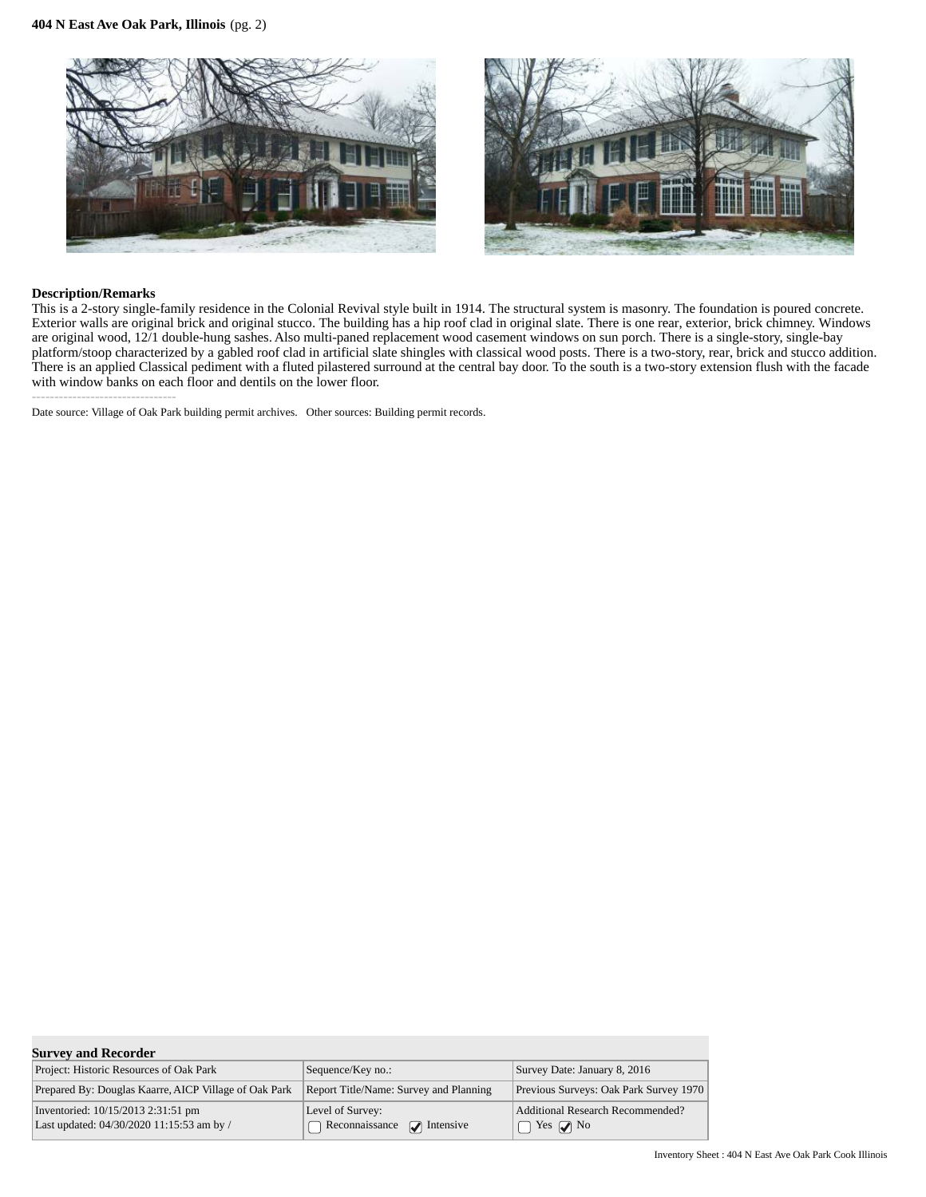404 N East Ave Oak Park, Illinois (pg. 2)

### Description/Remarks

This is a 2-story single-family residence in the Colonial Revival style built in 1914. The structural system is masonry. The foundation is poured concrete. Exterior walls are original brick and original stucco. The building has a hip roof clad in original slate. There is one rear, exterior, brick chimney. Windows are original wood, 12/1 double-hung sashes. Also multi-paned replacement wood casement windows on sun porch. There is a single-story, single-bay platform/stoop characterized by a gabled roof clad in artificial slate shingles with classical wood posts. There is a two-story, rear, brick and stucco addition. There is an applied Classical pediment with a fluted pilastered surround at the central bay door. To the south is a two-story extension flush with the facade with window banks on each floor and dentils on the lower floor.

---

Date source: Village of Oak Park building permit archives. Other sources: Building permit records.

### Survey and Recorder

| | | |
|---|---|---|
| Project: Historic Resources of Oak Park | Sequence/Key no.: | Survey Date: January 8, 2016 |
| Prepared By: Douglas Kaarre, AICP Village of Oak Park | Report Title/Name: Survey and Planning | Previous Surveys: Oak Park Survey 1970 |
| Inventoried: 10/15/2013 2:31:51 pm<br>Last updated: 04/30/2020 11:15:53 am by / | Level of Survey:<br>☐ Reconnaissance ☑ Intensive | Additional Research Recommended?<br>☐ Yes ☑ No |

Inventory Sheet : 404 N East Ave Oak Park Cook Illinois